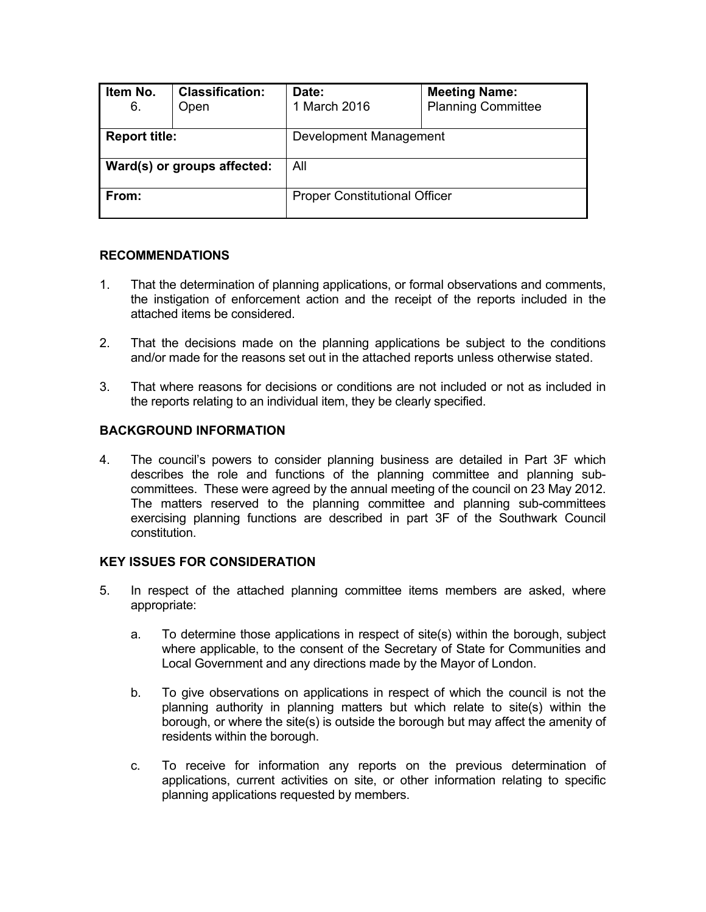| Item No. 6. | Classification: Open | Date: 1 March 2016 | Meeting Name: Planning Committee |
|---|---|---|---|
| **Report title:** | | Development Management | |
| **Ward(s) or groups affected:** | | All | |
| **From:** | | Proper Constitutional Officer | |

## RECOMMENDATIONS

1. That the determination of planning applications, or formal observations and comments, the instigation of enforcement action and the receipt of the reports included in the attached items be considered.

2. That the decisions made on the planning applications be subject to the conditions and/or made for the reasons set out in the attached reports unless otherwise stated.

3. That where reasons for decisions or conditions are not included or not as included in the reports relating to an individual item, they be clearly specified.

## BACKGROUND INFORMATION

4. The council's powers to consider planning business are detailed in Part 3F which describes the role and functions of the planning committee and planning sub-committees. These were agreed by the annual meeting of the council on 23 May 2012. The matters reserved to the planning committee and planning sub-committees exercising planning functions are described in part 3F of the Southwark Council constitution.

## KEY ISSUES FOR CONSIDERATION

5. In respect of the attached planning committee items members are asked, where appropriate:

    a. To determine those applications in respect of site(s) within the borough, subject where applicable, to the consent of the Secretary of State for Communities and Local Government and any directions made by the Mayor of London.

    b. To give observations on applications in respect of which the council is not the planning authority in planning matters but which relate to site(s) within the borough, or where the site(s) is outside the borough but may affect the amenity of residents within the borough.

    c. To receive for information any reports on the previous determination of applications, current activities on site, or other information relating to specific planning applications requested by members.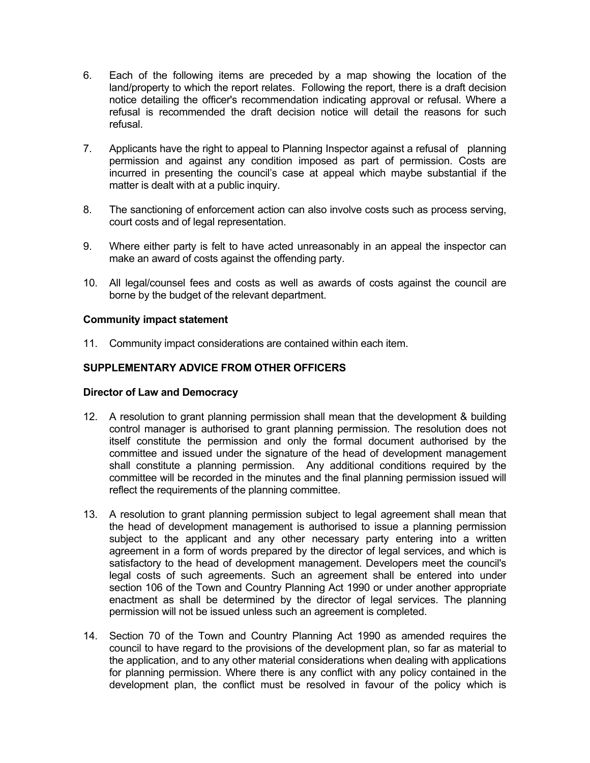6. Each of the following items are preceded by a map showing the location of the land/property to which the report relates. Following the report, there is a draft decision notice detailing the officer's recommendation indicating approval or refusal. Where a refusal is recommended the draft decision notice will detail the reasons for such refusal.

7. Applicants have the right to appeal to Planning Inspector against a refusal of planning permission and against any condition imposed as part of permission. Costs are incurred in presenting the council's case at appeal which maybe substantial if the matter is dealt with at a public inquiry.

8. The sanctioning of enforcement action can also involve costs such as process serving, court costs and of legal representation.

9. Where either party is felt to have acted unreasonably in an appeal the inspector can make an award of costs against the offending party.

10. All legal/counsel fees and costs as well as awards of costs against the council are borne by the budget of the relevant department.

**Community impact statement**

11. Community impact considerations are contained within each item.

**SUPPLEMENTARY ADVICE FROM OTHER OFFICERS**

**Director of Law and Democracy**

12. A resolution to grant planning permission shall mean that the development & building control manager is authorised to grant planning permission. The resolution does not itself constitute the permission and only the formal document authorised by the committee and issued under the signature of the head of development management shall constitute a planning permission. Any additional conditions required by the committee will be recorded in the minutes and the final planning permission issued will reflect the requirements of the planning committee.

13. A resolution to grant planning permission subject to legal agreement shall mean that the head of development management is authorised to issue a planning permission subject to the applicant and any other necessary party entering into a written agreement in a form of words prepared by the director of legal services, and which is satisfactory to the head of development management. Developers meet the council's legal costs of such agreements. Such an agreement shall be entered into under section 106 of the Town and Country Planning Act 1990 or under another appropriate enactment as shall be determined by the director of legal services. The planning permission will not be issued unless such an agreement is completed.

14. Section 70 of the Town and Country Planning Act 1990 as amended requires the council to have regard to the provisions of the development plan, so far as material to the application, and to any other material considerations when dealing with applications for planning permission. Where there is any conflict with any policy contained in the development plan, the conflict must be resolved in favour of the policy which is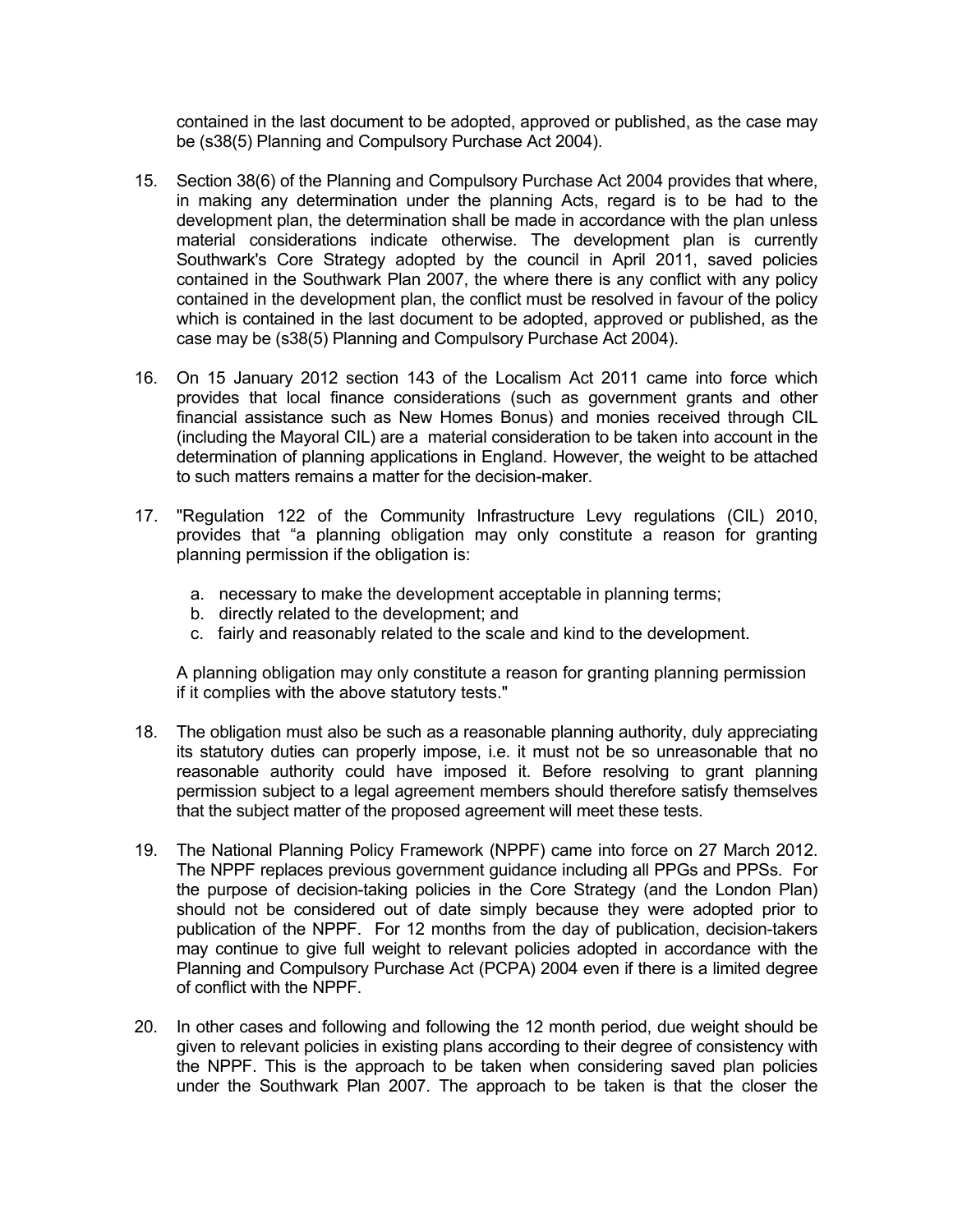contained in the last document to be adopted, approved or published, as the case may be (s38(5) Planning and Compulsory Purchase Act 2004).

15. Section 38(6) of the Planning and Compulsory Purchase Act 2004 provides that where, in making any determination under the planning Acts, regard is to be had to the development plan, the determination shall be made in accordance with the plan unless material considerations indicate otherwise. The development plan is currently Southwark's Core Strategy adopted by the council in April 2011, saved policies contained in the Southwark Plan 2007, the where there is any conflict with any policy contained in the development plan, the conflict must be resolved in favour of the policy which is contained in the last document to be adopted, approved or published, as the case may be (s38(5) Planning and Compulsory Purchase Act 2004).

16. On 15 January 2012 section 143 of the Localism Act 2011 came into force which provides that local finance considerations (such as government grants and other financial assistance such as New Homes Bonus) and monies received through CIL (including the Mayoral CIL) are a material consideration to be taken into account in the determination of planning applications in England. However, the weight to be attached to such matters remains a matter for the decision-maker.

17. "Regulation 122 of the Community Infrastructure Levy regulations (CIL) 2010, provides that "a planning obligation may only constitute a reason for granting planning permission if the obligation is:

    a. necessary to make the development acceptable in planning terms;
    b. directly related to the development; and
    c. fairly and reasonably related to the scale and kind to the development.

    A planning obligation may only constitute a reason for granting planning permission if it complies with the above statutory tests."

18. The obligation must also be such as a reasonable planning authority, duly appreciating its statutory duties can properly impose, i.e. it must not be so unreasonable that no reasonable authority could have imposed it. Before resolving to grant planning permission subject to a legal agreement members should therefore satisfy themselves that the subject matter of the proposed agreement will meet these tests.

19. The National Planning Policy Framework (NPPF) came into force on 27 March 2012. The NPPF replaces previous government guidance including all PPGs and PPSs. For the purpose of decision-taking policies in the Core Strategy (and the London Plan) should not be considered out of date simply because they were adopted prior to publication of the NPPF. For 12 months from the day of publication, decision-takers may continue to give full weight to relevant policies adopted in accordance with the Planning and Compulsory Purchase Act (PCPA) 2004 even if there is a limited degree of conflict with the NPPF.

20. In other cases and following and following the 12 month period, due weight should be given to relevant policies in existing plans according to their degree of consistency with the NPPF. This is the approach to be taken when considering saved plan policies under the Southwark Plan 2007. The approach to be taken is that the closer the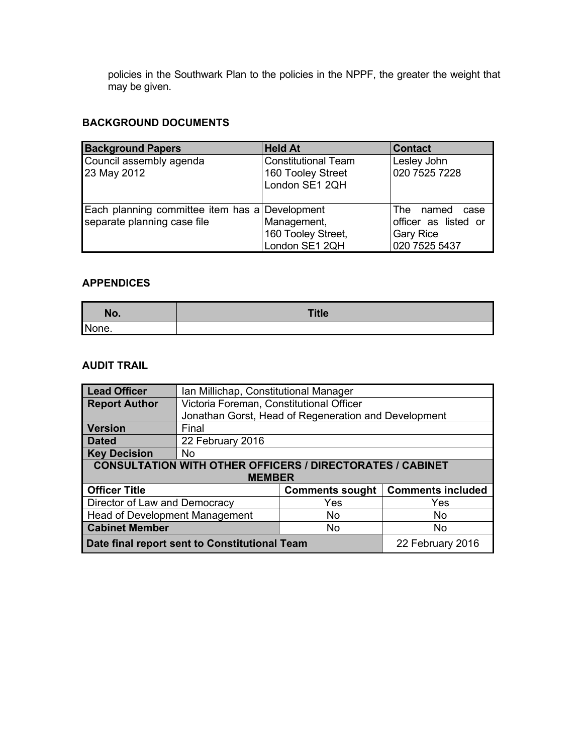policies in the Southwark Plan to the policies in the NPPF, the greater the weight that may be given.

## BACKGROUND DOCUMENTS

| Background Papers | Held At | Contact |
|---|---|---|
| Council assembly agenda 23 May 2012 | Constitutional Team 160 Tooley Street London SE1 2QH | Lesley John 020 7525 7228 |
| Each planning committee item has a separate planning case file | Development Management, 160 Tooley Street, London SE1 2QH | The named case officer as listed or Gary Rice 020 7525 5437 |

## APPENDICES

| No. | Title |
|---|---|
| None. | |

## AUDIT TRAIL

| | | | |
|---|---|---|---|
| **Lead Officer** | Ian Millichap, Constitutional Manager | | |
| **Report Author** | Victoria Foreman, Constitutional Officer<br>Jonathan Gorst, Head of Regeneration and Development | | |
| **Version** | Final | | |
| **Dated** | 22 February 2016 | | |
| **Key Decision** | No | | |
| **CONSULTATION WITH OTHER OFFICERS / DIRECTORATES / CABINET MEMBER** | | | |
| **Officer Title** | | **Comments sought** | **Comments included** |
| Director of Law and Democracy | | Yes | Yes |
| Head of Development Management | | No | No |
| **Cabinet Member** | | No | No |
| **Date final report sent to Constitutional Team** | | | 22 February 2016 |